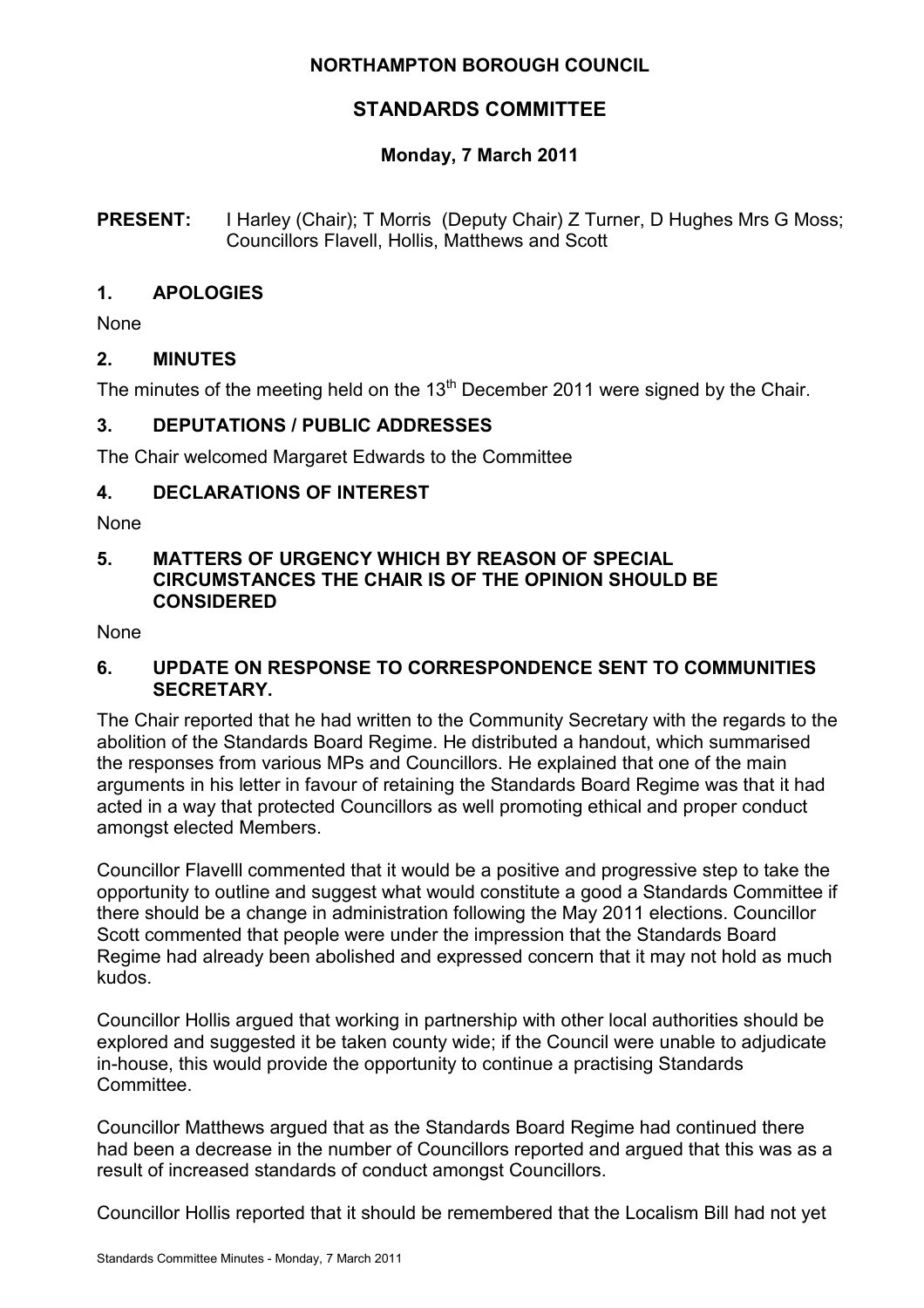# NORTHAMPTON BOROUGH COUNCIL

## STANDARDS COMMITTEE

### Monday, 7 March 2011

**PRESENT:** I Harley (Chair); T Morris (Deputy Chair) Z Turner, D Hughes Mrs G Moss; Councillors Flavell, Hollis, Matthews and Scott

### 1. APOLOGIES

None

### 2. MINUTES

The minutes of the meeting held on the 13th December 2011 were signed by the Chair.

### 3. DEPUTATIONS / PUBLIC ADDRESSES

The Chair welcomed Margaret Edwards to the Committee

### 4. DECLARATIONS OF INTEREST

None

### 5. MATTERS OF URGENCY WHICH BY REASON OF SPECIAL CIRCUMSTANCES THE CHAIR IS OF THE OPINION SHOULD BE CONSIDERED

None

### 6. UPDATE ON RESPONSE TO CORRESPONDENCE SENT TO COMMUNITIES SECRETARY.

The Chair reported that he had written to the Community Secretary with the regards to the abolition of the Standards Board Regime. He distributed a handout, which summarised the responses from various MPs and Councillors. He explained that one of the main arguments in his letter in favour of retaining the Standards Board Regime was that it had acted in a way that protected Councillors as well promoting ethical and proper conduct amongst elected Members.

Councillor Flavelll commented that it would be a positive and progressive step to take the opportunity to outline and suggest what would constitute a good a Standards Committee if there should be a change in administration following the May 2011 elections. Councillor Scott commented that people were under the impression that the Standards Board Regime had already been abolished and expressed concern that it may not hold as much kudos.

Councillor Hollis argued that working in partnership with other local authorities should be explored and suggested it be taken county wide; if the Council were unable to adjudicate in-house, this would provide the opportunity to continue a practising Standards Committee.

Councillor Matthews argued that as the Standards Board Regime had continued there had been a decrease in the number of Councillors reported and argued that this was as a result of increased standards of conduct amongst Councillors.

Councillor Hollis reported that it should be remembered that the Localism Bill had not yet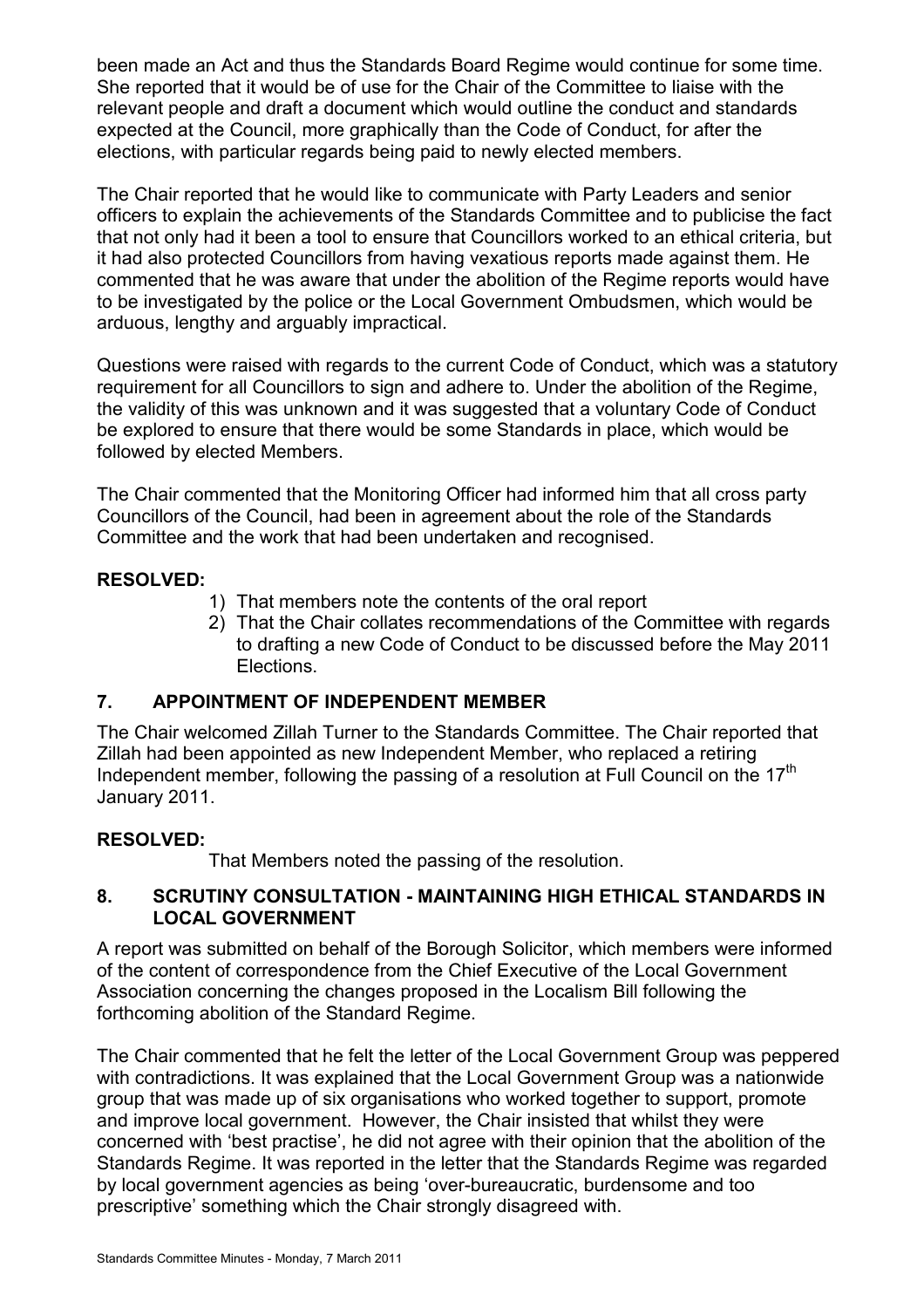been made an Act and thus the Standards Board Regime would continue for some time. She reported that it would be of use for the Chair of the Committee to liaise with the relevant people and draft a document which would outline the conduct and standards expected at the Council, more graphically than the Code of Conduct, for after the elections, with particular regards being paid to newly elected members.

The Chair reported that he would like to communicate with Party Leaders and senior officers to explain the achievements of the Standards Committee and to publicise the fact that not only had it been a tool to ensure that Councillors worked to an ethical criteria, but it had also protected Councillors from having vexatious reports made against them. He commented that he was aware that under the abolition of the Regime reports would have to be investigated by the police or the Local Government Ombudsmen, which would be arduous, lengthy and arguably impractical.

Questions were raised with regards to the current Code of Conduct, which was a statutory requirement for all Councillors to sign and adhere to. Under the abolition of the Regime, the validity of this was unknown and it was suggested that a voluntary Code of Conduct be explored to ensure that there would be some Standards in place, which would be followed by elected Members.

The Chair commented that the Monitoring Officer had informed him that all cross party Councillors of the Council, had been in agreement about the role of the Standards Committee and the work that had been undertaken and recognised.

**RESOLVED:**

1) That members note the contents of the oral report
2) That the Chair collates recommendations of the Committee with regards to drafting a new Code of Conduct to be discussed before the May 2011 Elections.

## 7. APPOINTMENT OF INDEPENDENT MEMBER

The Chair welcomed Zillah Turner to the Standards Committee. The Chair reported that Zillah had been appointed as new Independent Member, who replaced a retiring Independent member, following the passing of a resolution at Full Council on the 17th January 2011.

**RESOLVED:**

That Members noted the passing of the resolution.

## 8. SCRUTINY CONSULTATION - MAINTAINING HIGH ETHICAL STANDARDS IN LOCAL GOVERNMENT

A report was submitted on behalf of the Borough Solicitor, which members were informed of the content of correspondence from the Chief Executive of the Local Government Association concerning the changes proposed in the Localism Bill following the forthcoming abolition of the Standard Regime.

The Chair commented that he felt the letter of the Local Government Group was peppered with contradictions. It was explained that the Local Government Group was a nationwide group that was made up of six organisations who worked together to support, promote and improve local government. However, the Chair insisted that whilst they were concerned with 'best practise', he did not agree with their opinion that the abolition of the Standards Regime. It was reported in the letter that the Standards Regime was regarded by local government agencies as being 'over-bureaucratic, burdensome and too prescriptive' something which the Chair strongly disagreed with.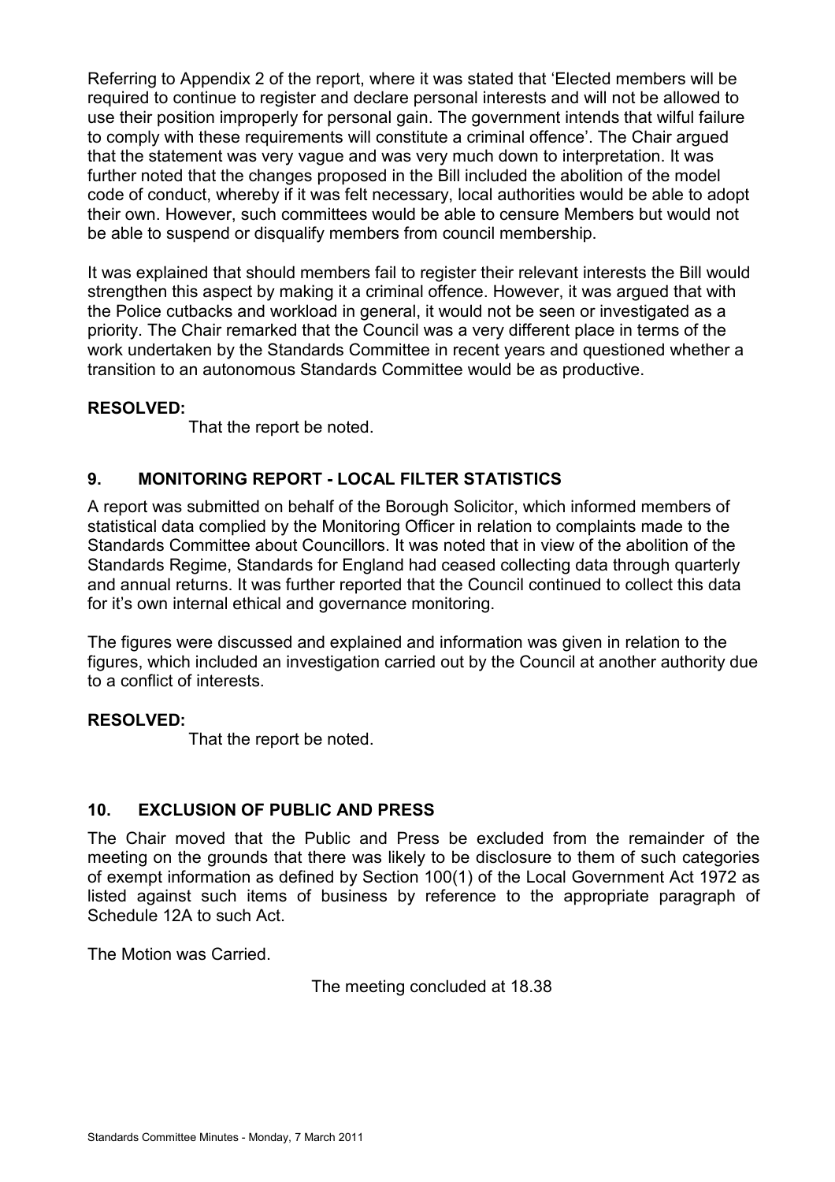Referring to Appendix 2 of the report, where it was stated that 'Elected members will be required to continue to register and declare personal interests and will not be allowed to use their position improperly for personal gain. The government intends that wilful failure to comply with these requirements will constitute a criminal offence'. The Chair argued that the statement was very vague and was very much down to interpretation. It was further noted that the changes proposed in the Bill included the abolition of the model code of conduct, whereby if it was felt necessary, local authorities would be able to adopt their own. However, such committees would be able to censure Members but would not be able to suspend or disqualify members from council membership.

It was explained that should members fail to register their relevant interests the Bill would strengthen this aspect by making it a criminal offence. However, it was argued that with the Police cutbacks and workload in general, it would not be seen or investigated as a priority. The Chair remarked that the Council was a very different place in terms of the work undertaken by the Standards Committee in recent years and questioned whether a transition to an autonomous Standards Committee would be as productive.

**RESOLVED:**

That the report be noted.

## 9. MONITORING REPORT - LOCAL FILTER STATISTICS

A report was submitted on behalf of the Borough Solicitor, which informed members of statistical data complied by the Monitoring Officer in relation to complaints made to the Standards Committee about Councillors. It was noted that in view of the abolition of the Standards Regime, Standards for England had ceased collecting data through quarterly and annual returns. It was further reported that the Council continued to collect this data for it's own internal ethical and governance monitoring.

The figures were discussed and explained and information was given in relation to the figures, which included an investigation carried out by the Council at another authority due to a conflict of interests.

**RESOLVED:**

That the report be noted.

## 10. EXCLUSION OF PUBLIC AND PRESS

The Chair moved that the Public and Press be excluded from the remainder of the meeting on the grounds that there was likely to be disclosure to them of such categories of exempt information as defined by Section 100(1) of the Local Government Act 1972 as listed against such items of business by reference to the appropriate paragraph of Schedule 12A to such Act.

The Motion was Carried.

The meeting concluded at 18.38